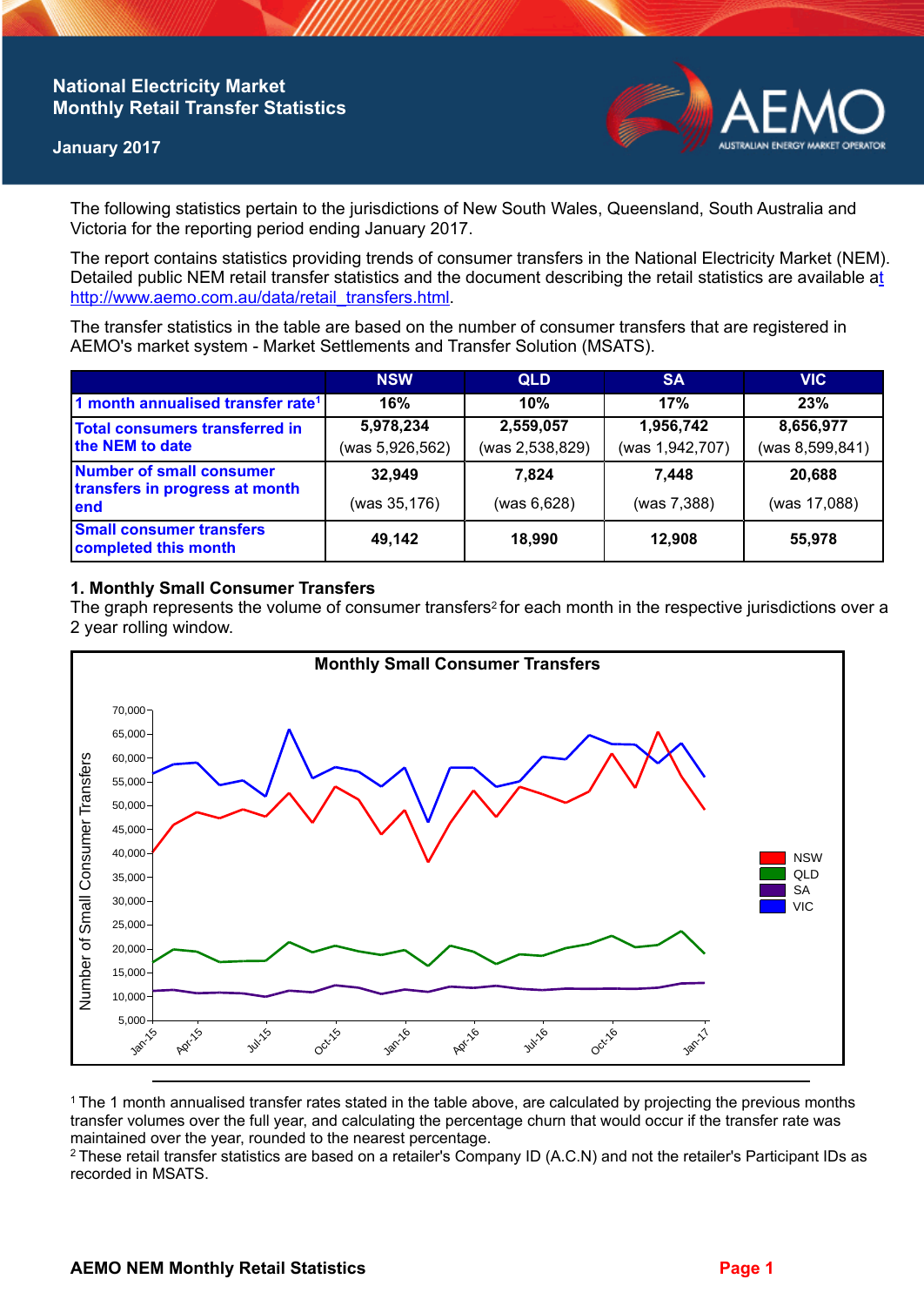# National Electricity Market
## Monthly Retail Transfer Statistics

**January 2017**

The following statistics pertain to the jurisdictions of New South Wales, Queensland, South Australia and Victoria for the reporting period ending January 2017.

The report contains statistics providing trends of consumer transfers in the National Electricity Market (NEM). Detailed public NEM retail transfer statistics and the document describing the retail statistics are available at http://www.aemo.com.au/data/retail_transfers.html.

The transfer statistics in the table are based on the number of consumer transfers that are registered in AEMO's market system - Market Settlements and Transfer Solution (MSATS).

| | NSW | QLD | SA | VIC |
|---|---|---|---|---|
| 1 month annualised transfer rate[1] | 16% | 10% | 17% | 23% |
| Total consumers transferred in the NEM to date | 5,978,234 (was 5,926,562) | 2,559,057 (was 2,538,829) | 1,956,742 (was 1,942,707) | 8,656,977 (was 8,599,841) |
| Number of small consumer transfers in progress at month end | 32,949 (was 35,176) | 7,824 (was 6,628) | 7,448 (was 7,388) | 20,688 (was 17,088) |
| Small consumer transfers completed this month | 49,142 | 18,990 | 12,908 | 55,978 |

### 1. Monthly Small Consumer Transfers

The graph represents the volume of consumer transfers[2] for each month in the respective jurisdictions over a 2 year rolling window.

**Monthly Small Consumer Transfers**

[1] The 1 month annualised transfer rates stated in the table above, are calculated by projecting the previous months transfer volumes over the full year, and calculating the percentage churn that would occur if the transfer rate was maintained over the year, rounded to the nearest percentage.

[2] These retail transfer statistics are based on a retailer's Company ID (A.C.N) and not the retailer's Participant IDs as recorded in MSATS.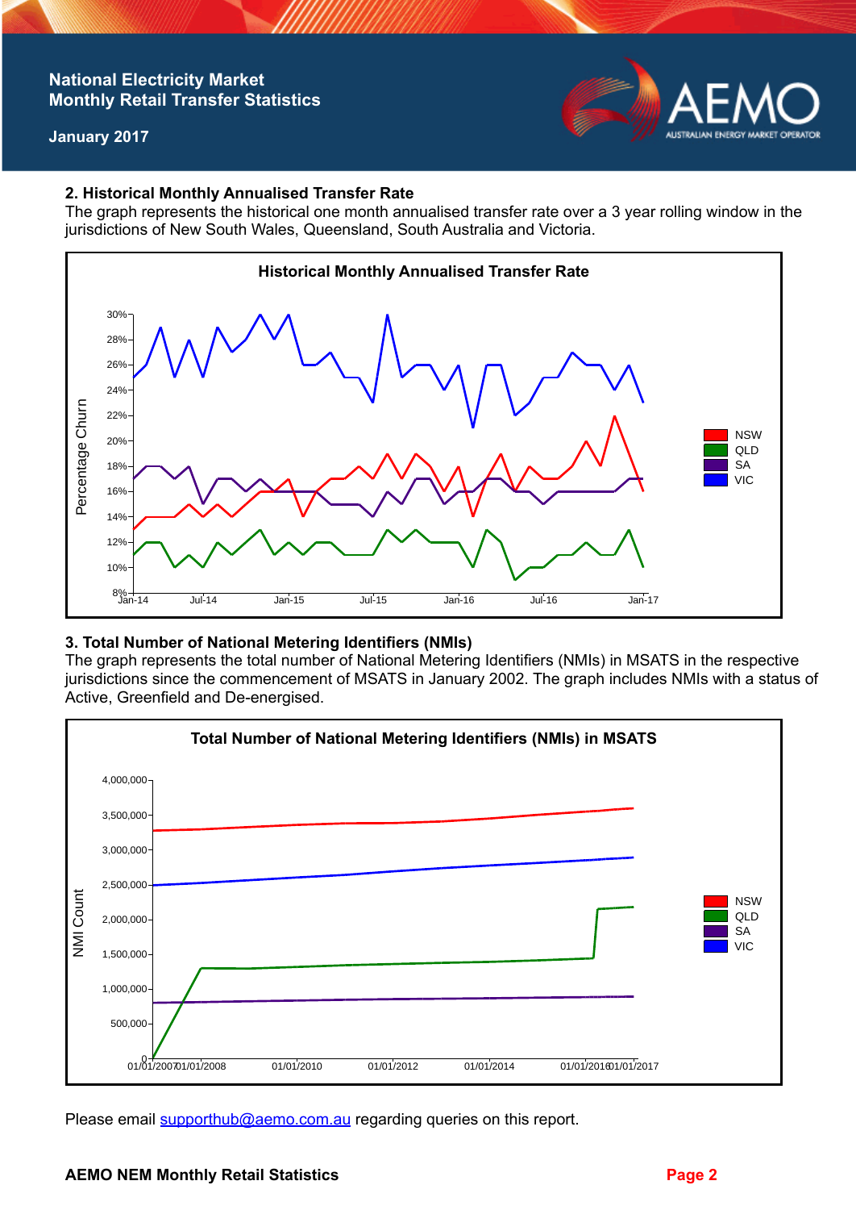National Electricity Market
Monthly Retail Transfer Statistics

January 2017

## 2. Historical Monthly Annualised Transfer Rate

The graph represents the historical one month annualised transfer rate over a 3 year rolling window in the jurisdictions of New South Wales, Queensland, South Australia and Victoria.

Historical Monthly Annualised Transfer Rate

Percentage Churn

30%
28%
26%
24%
22%
20%
18%
16%
14%
12%
10%
8%

Jan-14
Jul-14
Jan-15
Jul-15
Jan-16
Jul-16
Jan-17

NSW
QLD
SA
VIC

## 3. Total Number of National Metering Identifiers (NMIs)

The graph represents the total number of National Metering Identifiers (NMIs) in MSATS in the respective jurisdictions since the commencement of MSATS in January 2002. The graph includes NMIs with a status of Active, Greenfield and De-energised.

Total Number of National Metering Identifiers (NMIs) in MSATS

NMI Count

4,000,000
3,500,000
3,000,000
2,500,000
2,000,000
1,500,000
1,000,000
500,000
0

01/01/2007
01/01/2008
01/01/2010
01/01/2012
01/01/2014
01/01/2016
01/01/2017

NSW
QLD
SA
VIC

Please email supporthub@aemo.com.au regarding queries on this report.

AEMO NEM Monthly Retail Statistics